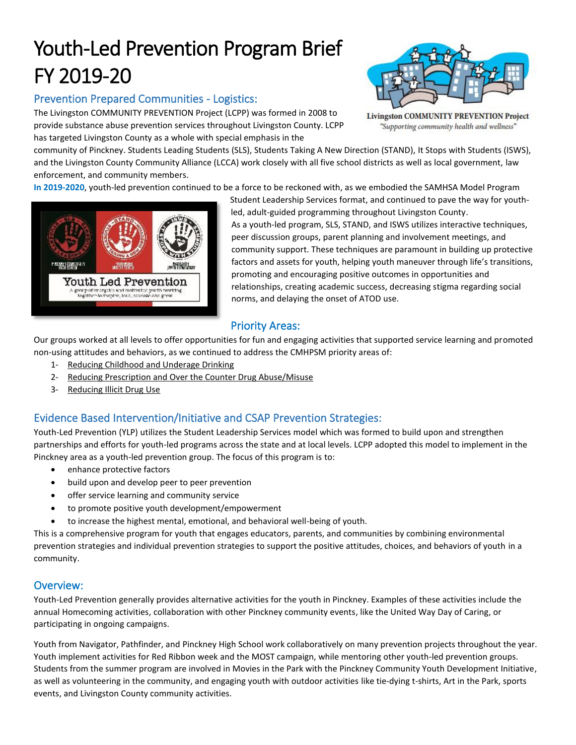# Youth-Led Prevention Program Brief FY 2019-20

## Prevention Prepared Communities - Logistics:

The Livingston COMMUNITY PREVENTION Project (LCPP) was formed in 2008 to provide substance abuse prevention services throughout Livingston County. LCPP has targeted Livingston County as a whole with special emphasis in the community of Pinckney. Students Leading Students (SLS), Students Taking A New Direction (STAND), It Stops with Students (ISWS), and the Livingston County Community Alliance (LCCA) work closely with all five school districts as well as local government, law enforcement, and community members.

**In 2019-2020**, youth-led prevention continued to be a force to be reckoned with, as we embodied the SAMHSA Model Program Student Leadership Services format, and continued to pave the way for youth-led, adult-guided programming throughout Livingston County.

As a youth-led program, SLS, STAND, and ISWS utilizes interactive techniques, peer discussion groups, parent planning and involvement meetings, and community support. These techniques are paramount in building up protective factors and assets for youth, helping youth maneuver through life's transitions, promoting and encouraging positive outcomes in opportunities and relationships, creating academic success, decreasing stigma regarding social norms, and delaying the onset of ATOD use.

## Priority Areas:

Our groups worked at all levels to offer opportunities for fun and engaging activities that supported service learning and promoted non-using attitudes and behaviors, as we continued to address the CMHPSM priority areas of:

1- Reducing Childhood and Underage Drinking
2- Reducing Prescription and Over the Counter Drug Abuse/Misuse
3- Reducing Illicit Drug Use

## Evidence Based Intervention/Initiative and CSAP Prevention Strategies:

Youth-Led Prevention (YLP) utilizes the Student Leadership Services model which was formed to build upon and strengthen partnerships and efforts for youth-led programs across the state and at local levels. LCPP adopted this model to implement in the Pinckney area as a youth-led prevention group. The focus of this program is to:

- enhance protective factors
- build upon and develop peer to peer prevention
- offer service learning and community service
- to promote positive youth development/empowerment
- to increase the highest mental, emotional, and behavioral well-being of youth.

This is a comprehensive program for youth that engages educators, parents, and communities by combining environmental prevention strategies and individual prevention strategies to support the positive attitudes, choices, and behaviors of youth in a community.

## Overview:

Youth-Led Prevention generally provides alternative activities for the youth in Pinckney. Examples of these activities include the annual Homecoming activities, collaboration with other Pinckney community events, like the United Way Day of Caring, or participating in ongoing campaigns.

Youth from Navigator, Pathfinder, and Pinckney High School work collaboratively on many prevention projects throughout the year. Youth implement activities for Red Ribbon week and the MOST campaign, while mentoring other youth-led prevention groups. Students from the summer program are involved in Movies in the Park with the Pinckney Community Youth Development Initiative, as well as volunteering in the community, and engaging youth with outdoor activities like tie-dying t-shirts, Art in the Park, sports events, and Livingston County community activities.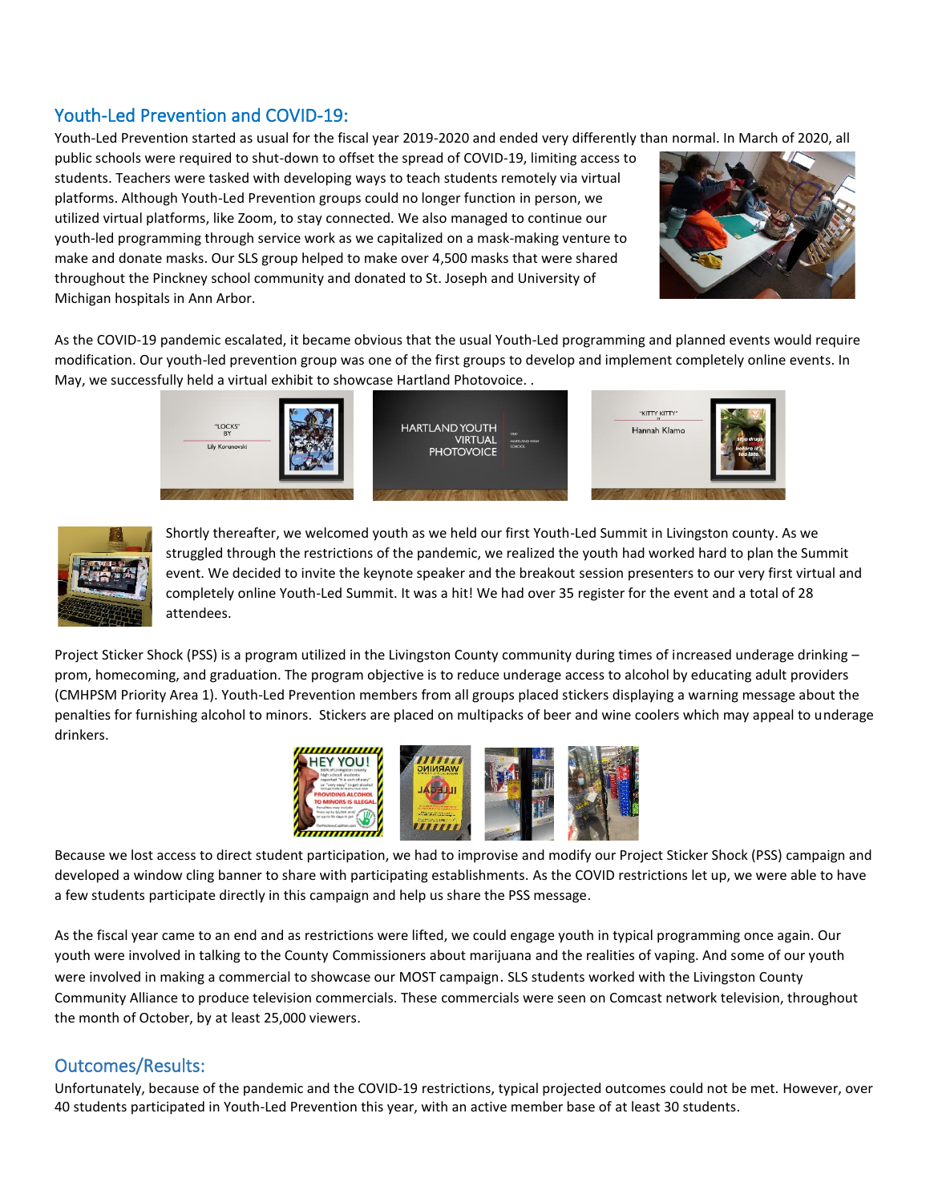## Youth-Led Prevention and COVID-19:

Youth-Led Prevention started as usual for the fiscal year 2019-2020 and ended very differently than normal. In March of 2020, all public schools were required to shut-down to offset the spread of COVID-19, limiting access to students. Teachers were tasked with developing ways to teach students remotely via virtual platforms. Although Youth-Led Prevention groups could no longer function in person, we utilized virtual platforms, like Zoom, to stay connected. We also managed to continue our youth-led programming through service work as we capitalized on a mask-making venture to make and donate masks. Our SLS group helped to make over 4,500 masks that were shared throughout the Pinckney school community and donated to St. Joseph and University of Michigan hospitals in Ann Arbor.

As the COVID-19 pandemic escalated, it became obvious that the usual Youth-Led programming and planned events would require modification. Our youth-led prevention group was one of the first groups to develop and implement completely online events. In May, we successfully held a virtual exhibit to showcase Hartland Photovoice. .

Shortly thereafter, we welcomed youth as we held our first Youth-Led Summit in Livingston county. As we struggled through the restrictions of the pandemic, we realized the youth had worked hard to plan the Summit event. We decided to invite the keynote speaker and the breakout session presenters to our very first virtual and completely online Youth-Led Summit. It was a hit! We had over 35 register for the event and a total of 28 attendees.

Project Sticker Shock (PSS) is a program utilized in the Livingston County community during times of increased underage drinking – prom, homecoming, and graduation. The program objective is to reduce underage access to alcohol by educating adult providers (CMHPSM Priority Area 1). Youth-Led Prevention members from all groups placed stickers displaying a warning message about the penalties for furnishing alcohol to minors. Stickers are placed on multipacks of beer and wine coolers which may appeal to underage drinkers.

Because we lost access to direct student participation, we had to improvise and modify our Project Sticker Shock (PSS) campaign and developed a window cling banner to share with participating establishments. As the COVID restrictions let up, we were able to have a few students participate directly in this campaign and help us share the PSS message.

As the fiscal year came to an end and as restrictions were lifted, we could engage youth in typical programming once again. Our youth were involved in talking to the County Commissioners about marijuana and the realities of vaping. And some of our youth were involved in making a commercial to showcase our MOST campaign. SLS students worked with the Livingston County Community Alliance to produce television commercials. These commercials were seen on Comcast network television, throughout the month of October, by at least 25,000 viewers.

## Outcomes/Results:

Unfortunately, because of the pandemic and the COVID-19 restrictions, typical projected outcomes could not be met. However, over 40 students participated in Youth-Led Prevention this year, with an active member base of at least 30 students.